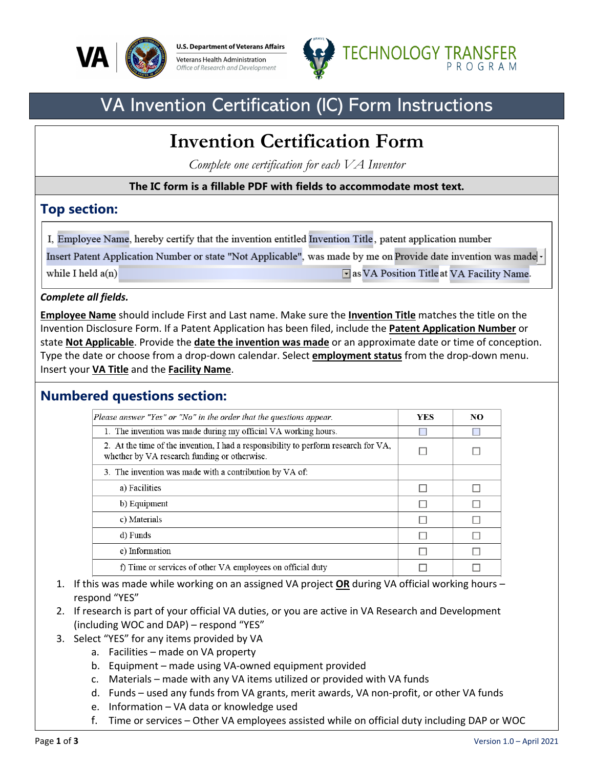U.S. Department of Veterans Affairs
Veterans Health Administration
*Office of Research and Development*

TECHNOLOGY TRANSFER PROGRAM

# VA Invention Certification (IC) Form Instructions

## Invention Certification Form

*Complete one certification for each VA Inventor*

**The IC form is a fillable PDF with fields to accommodate most text.**

## Top section:

I, Employee Name, hereby certify that the invention entitled Invention Title, patent application number Insert Patent Application Number or state "Not Applicable", was made by me on Provide date invention was made while I held a(n) as VA Position Title at VA Facility Name.

***Complete all fields.***

**Employee Name** should include First and Last name. Make sure the **Invention Title** matches the title on the Invention Disclosure Form. If a Patent Application has been filed, include the **Patent Application Number** or state **Not Applicable**. Provide the **date the invention was made** or an approximate date or time of conception. Type the date or choose from a drop-down calendar. Select **employment status** from the drop-down menu. Insert your **VA Title** and the **Facility Name**.

## Numbered questions section:

| *Please answer "Yes" or "No" in the order that the questions appear.* | YES | NO |
|---|---|---|
| 1. The invention was made during my official VA working hours. | ☐ | ☐ |
| 2. At the time of the invention, I had a responsibility to perform research for VA, whether by VA research funding or otherwise. | ☐ | ☐ |
| 3. The invention was made with a contribution by VA of: | | |
| a) Facilities | ☐ | ☐ |
| b) Equipment | ☐ | ☐ |
| c) Materials | ☐ | ☐ |
| d) Funds | ☐ | ☐ |
| e) Information | ☐ | ☐ |
| f) Time or services of other VA employees on official duty | ☐ | ☐ |

1. If this was made while working on an assigned VA project **OR** during VA official working hours – respond "YES"
2. If research is part of your official VA duties, or you are active in VA Research and Development (including WOC and DAP) – respond "YES"
3. Select "YES" for any items provided by VA
   a. Facilities – made on VA property
   b. Equipment – made using VA-owned equipment provided
   c. Materials – made with any VA items utilized or provided with VA funds
   d. Funds – used any funds from VA grants, merit awards, VA non-profit, or other VA funds
   e. Information – VA data or knowledge used
   f. Time or services – Other VA employees assisted while on official duty including DAP or WOC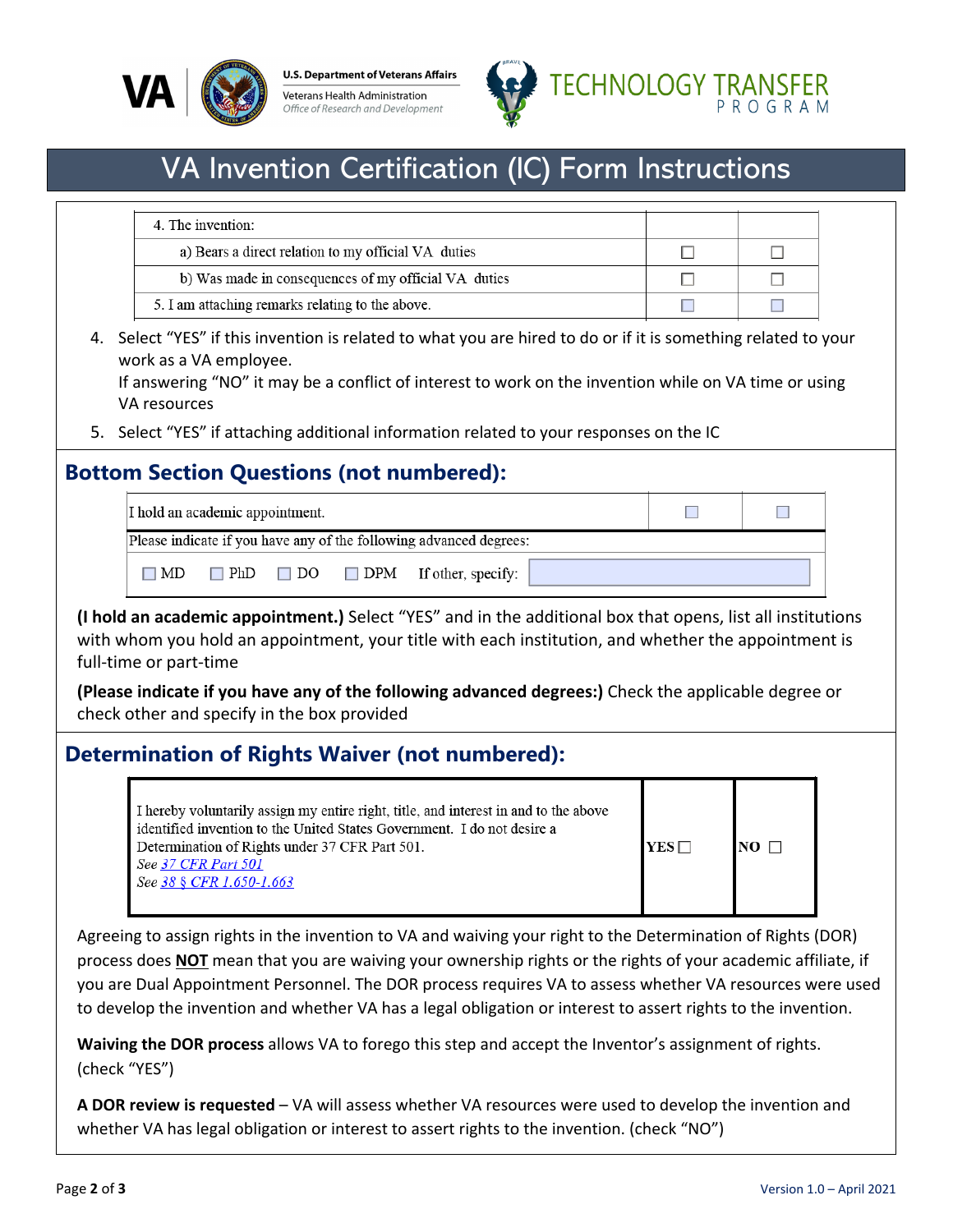# VA Invention Certification (IC) Form Instructions

| 4. The invention: | | |
|---|---|---|
| a) Bears a direct relation to my official VA duties | ☐ | ☐ |
| b) Was made in consequences of my official VA duties | ☐ | ☐ |
| 5. I am attaching remarks relating to the above. | ☐ | ☐ |

4. Select "YES" if this invention is related to what you are hired to do or if it is something related to your work as a VA employee.
   If answering "NO" it may be a conflict of interest to work on the invention while on VA time or using VA resources
5. Select "YES" if attaching additional information related to your responses on the IC

## Bottom Section Questions (not numbered):

| I hold an academic appointment. | ☐ | ☐ |
|---|---|---|
| Please indicate if you have any of the following advanced degrees: | | |
| ☐ MD ☐ PhD ☐ DO ☐ DPM If other, specify: | | |

**(I hold an academic appointment.)** Select "YES" and in the additional box that opens, list all institutions with whom you hold an appointment, your title with each institution, and whether the appointment is full-time or part-time

**(Please indicate if you have any of the following advanced degrees:)** Check the applicable degree or check other and specify in the box provided

## Determination of Rights Waiver (not numbered):

| I hereby voluntarily assign my entire right, title, and interest in and to the above identified invention to the United States Government. I do not desire a Determination of Rights under 37 CFR Part 501. *See 37 CFR Part 501* *See 38 § CFR 1.650-1.663* | YES ☐ | NO ☐ |
|---|---|---|

Agreeing to assign rights in the invention to VA and waiving your right to the Determination of Rights (DOR) process does **NOT** mean that you are waiving your ownership rights or the rights of your academic affiliate, if you are Dual Appointment Personnel. The DOR process requires VA to assess whether VA resources were used to develop the invention and whether VA has a legal obligation or interest to assert rights to the invention.

**Waiving the DOR process** allows VA to forego this step and accept the Inventor's assignment of rights. (check "YES")

**A DOR review is requested** – VA will assess whether VA resources were used to develop the invention and whether VA has legal obligation or interest to assert rights to the invention. (check "NO")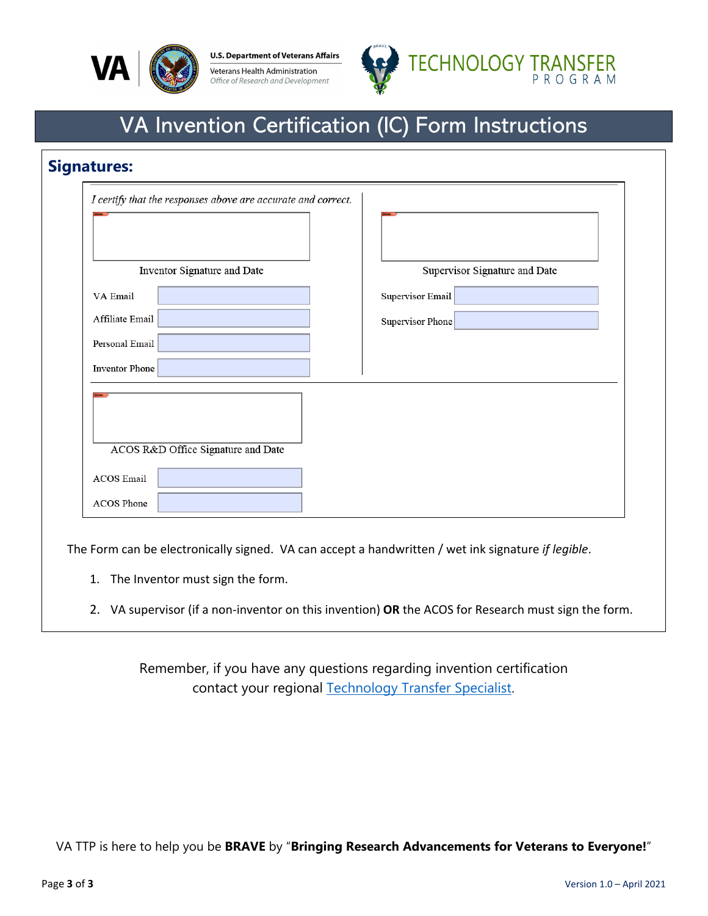# VA Invention Certification (IC) Form Instructions

## Signatures:

*I certify that the responses above are accurate and correct.*

Inventor Signature and Date

VA Email

Affiliate Email

Personal Email

Inventor Phone

Supervisor Signature and Date

Supervisor Email

Supervisor Phone

ACOS R&D Office Signature and Date

ACOS Email

ACOS Phone

The Form can be electronically signed. VA can accept a handwritten / wet ink signature *if legible*.

1. The Inventor must sign the form.
2. VA supervisor (if a non-inventor on this invention) **OR** the ACOS for Research must sign the form.

Remember, if you have any questions regarding invention certification contact your regional Technology Transfer Specialist.

VA TTP is here to help you be **BRAVE** by "**Bringing Research Advancements for Veterans to Everyone!**"